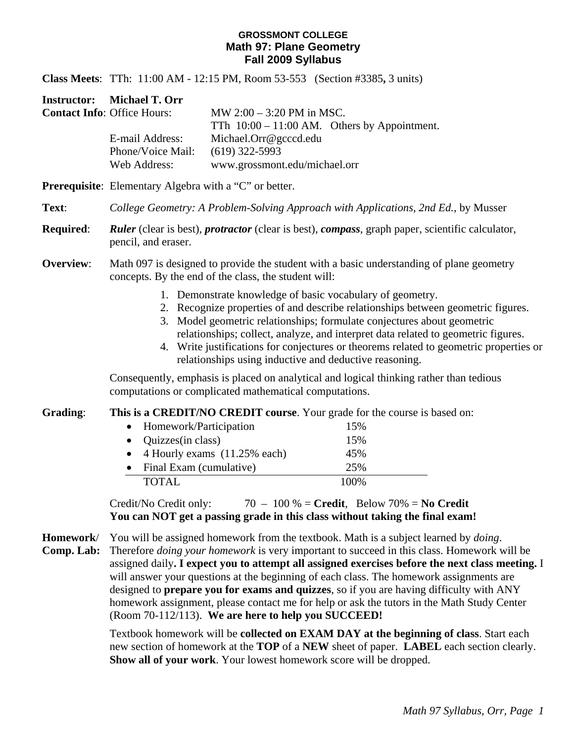**GROSSMONT COLLEGE**
**Math 97: Plane Geometry**
**Fall 2009 Syllabus**

**Class Meets**: TTh: 11:00 AM - 12:15 PM, Room 53-553 (Section #3385**,** 3 units)

**Instructor: Michael T. Orr**

**Contact Info**:

- Office Hours: MW 2:00 – 3:20 PM in MSC. TTh 10:00 – 11:00 AM. Others by Appointment.
- E-mail Address: Michael.Orr@gcccd.edu
- Phone/Voice Mail: (619) 322-5993
- Web Address: www.grossmont.edu/michael.orr

**Prerequisite**: Elementary Algebra with a "C" or better.

**Text**: *College Geometry: A Problem-Solving Approach with Applications, 2nd Ed.*, by Musser

**Required**: ***Ruler*** (clear is best), ***protractor*** (clear is best), ***compass***, graph paper, scientific calculator, pencil, and eraser.

**Overview**: Math 097 is designed to provide the student with a basic understanding of plane geometry concepts. By the end of the class, the student will:

1. Demonstrate knowledge of basic vocabulary of geometry.
2. Recognize properties of and describe relationships between geometric figures.
3. Model geometric relationships; formulate conjectures about geometric relationships; collect, analyze, and interpret data related to geometric figures.
4. Write justifications for conjectures or theorems related to geometric properties or relationships using inductive and deductive reasoning.

Consequently, emphasis is placed on analytical and logical thinking rather than tedious computations or complicated mathematical computations.

**Grading**: **This is a CREDIT/NO CREDIT course**. Your grade for the course is based on:

| Component | Weight |
|---|---|
| Homework/Participation | 15% |
| Quizzes(in class) | 15% |
| 4 Hourly exams (11.25% each) | 45% |
| Final Exam (cumulative) | 25% |
| TOTAL | 100% |

Credit/No Credit only: 70 – 100 % = **Credit**, Below 70% = **No Credit**
**You can NOT get a passing grade in this class without taking the final exam!**

**Homework/ Comp. Lab:** You will be assigned homework from the textbook. Math is a subject learned by *doing*. Therefore *doing your homework* is very important to succeed in this class. Homework will be assigned daily**. I expect you to attempt all assigned exercises before the next class meeting.** I will answer your questions at the beginning of each class. The homework assignments are designed to **prepare you for exams and quizzes**, so if you are having difficulty with ANY homework assignment, please contact me for help or ask the tutors in the Math Study Center (Room 70-112/113). **We are here to help you SUCCEED!**

Textbook homework will be **collected on EXAM DAY at the beginning of class**. Start each new section of homework at the **TOP** of a **NEW** sheet of paper. **LABEL** each section clearly. **Show all of your work**. Your lowest homework score will be dropped.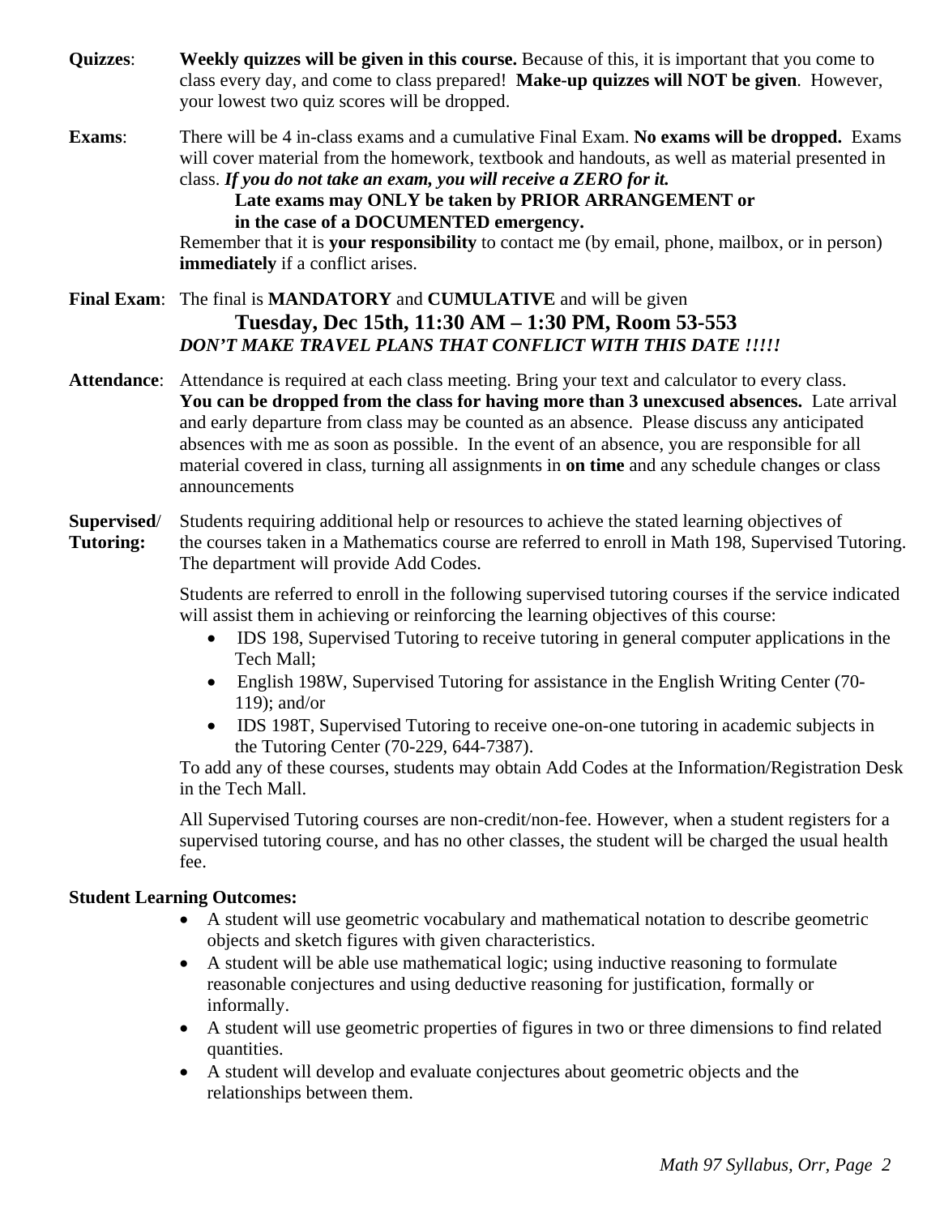**Quizzes**: **Weekly quizzes will be given in this course.** Because of this, it is important that you come to class every day, and come to class prepared! **Make-up quizzes will NOT be given**. However, your lowest two quiz scores will be dropped.

**Exams**: There will be 4 in-class exams and a cumulative Final Exam. **No exams will be dropped.** Exams will cover material from the homework, textbook and handouts, as well as material presented in class. ***If you do not take an exam, you will receive a ZERO for it.***

**Late exams may ONLY be taken by PRIOR ARRANGEMENT or in the case of a DOCUMENTED emergency.**

Remember that it is **your responsibility** to contact me (by email, phone, mailbox, or in person) **immediately** if a conflict arises.

**Final Exam**: The final is **MANDATORY** and **CUMULATIVE** and will be given

**Tuesday, Dec 15th, 11:30 AM – 1:30 PM, Room 53-553**

***DON'T MAKE TRAVEL PLANS THAT CONFLICT WITH THIS DATE !!!!!***

**Attendance**: Attendance is required at each class meeting. Bring your text and calculator to every class. **You can be dropped from the class for having more than 3 unexcused absences.** Late arrival and early departure from class may be counted as an absence. Please discuss any anticipated absences with me as soon as possible. In the event of an absence, you are responsible for all material covered in class, turning all assignments in **on time** and any schedule changes or class announcements

**Supervised/ Tutoring:** Students requiring additional help or resources to achieve the stated learning objectives of the courses taken in a Mathematics course are referred to enroll in Math 198, Supervised Tutoring. The department will provide Add Codes.

Students are referred to enroll in the following supervised tutoring courses if the service indicated will assist them in achieving or reinforcing the learning objectives of this course:

- IDS 198, Supervised Tutoring to receive tutoring in general computer applications in the Tech Mall;
- English 198W, Supervised Tutoring for assistance in the English Writing Center (70-119); and/or
- IDS 198T, Supervised Tutoring to receive one-on-one tutoring in academic subjects in the Tutoring Center (70-229, 644-7387).

To add any of these courses, students may obtain Add Codes at the Information/Registration Desk in the Tech Mall.

All Supervised Tutoring courses are non-credit/non-fee. However, when a student registers for a supervised tutoring course, and has no other classes, the student will be charged the usual health fee.

**Student Learning Outcomes:**

- A student will use geometric vocabulary and mathematical notation to describe geometric objects and sketch figures with given characteristics.
- A student will be able use mathematical logic; using inductive reasoning to formulate reasonable conjectures and using deductive reasoning for justification, formally or informally.
- A student will use geometric properties of figures in two or three dimensions to find related quantities.
- A student will develop and evaluate conjectures about geometric objects and the relationships between them.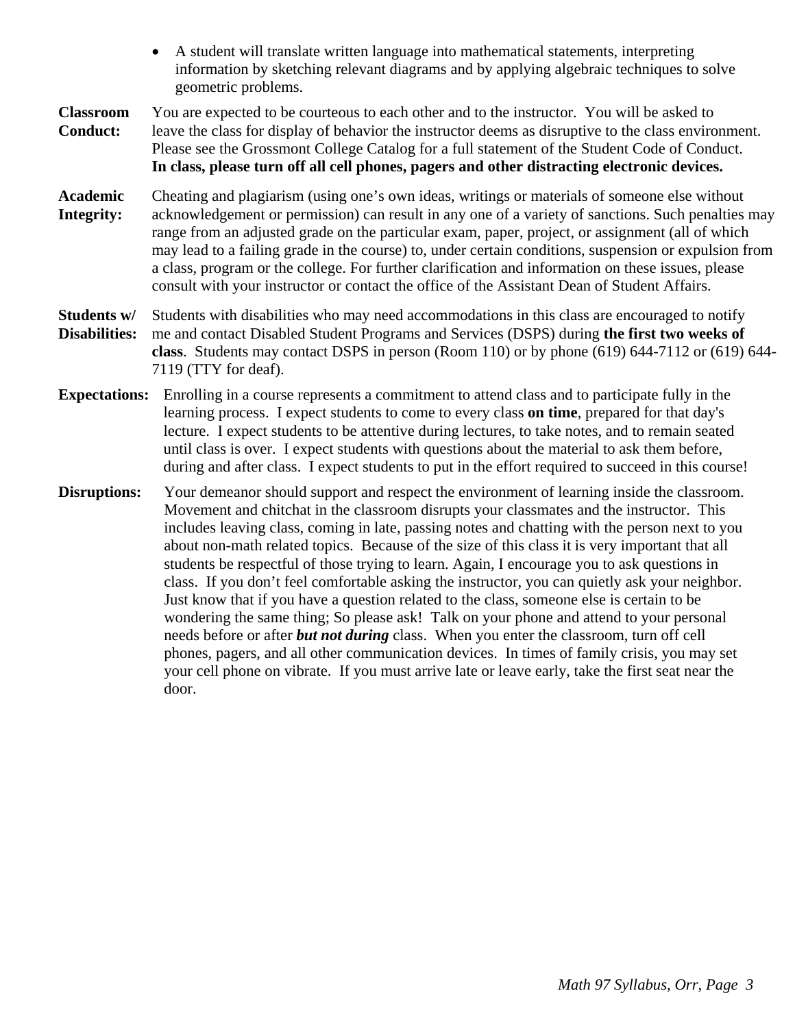- A student will translate written language into mathematical statements, interpreting information by sketching relevant diagrams and by applying algebraic techniques to solve geometric problems.

**Classroom Conduct:** You are expected to be courteous to each other and to the instructor. You will be asked to leave the class for display of behavior the instructor deems as disruptive to the class environment. Please see the Grossmont College Catalog for a full statement of the Student Code of Conduct. **In class, please turn off all cell phones, pagers and other distracting electronic devices.**

**Academic Integrity:** Cheating and plagiarism (using one's own ideas, writings or materials of someone else without acknowledgement or permission) can result in any one of a variety of sanctions. Such penalties may range from an adjusted grade on the particular exam, paper, project, or assignment (all of which may lead to a failing grade in the course) to, under certain conditions, suspension or expulsion from a class, program or the college. For further clarification and information on these issues, please consult with your instructor or contact the office of the Assistant Dean of Student Affairs.

**Students w/ Disabilities:** Students with disabilities who may need accommodations in this class are encouraged to notify me and contact Disabled Student Programs and Services (DSPS) during **the first two weeks of class**. Students may contact DSPS in person (Room 110) or by phone (619) 644-7112 or (619) 644-7119 (TTY for deaf).

**Expectations:** Enrolling in a course represents a commitment to attend class and to participate fully in the learning process. I expect students to come to every class **on time**, prepared for that day's lecture. I expect students to be attentive during lectures, to take notes, and to remain seated until class is over. I expect students with questions about the material to ask them before, during and after class. I expect students to put in the effort required to succeed in this course!

**Disruptions:** Your demeanor should support and respect the environment of learning inside the classroom. Movement and chitchat in the classroom disrupts your classmates and the instructor. This includes leaving class, coming in late, passing notes and chatting with the person next to you about non-math related topics. Because of the size of this class it is very important that all students be respectful of those trying to learn. Again, I encourage you to ask questions in class. If you don't feel comfortable asking the instructor, you can quietly ask your neighbor. Just know that if you have a question related to the class, someone else is certain to be wondering the same thing; So please ask! Talk on your phone and attend to your personal needs before or after ***but not during*** class. When you enter the classroom, turn off cell phones, pagers, and all other communication devices. In times of family crisis, you may set your cell phone on vibrate. If you must arrive late or leave early, take the first seat near the door.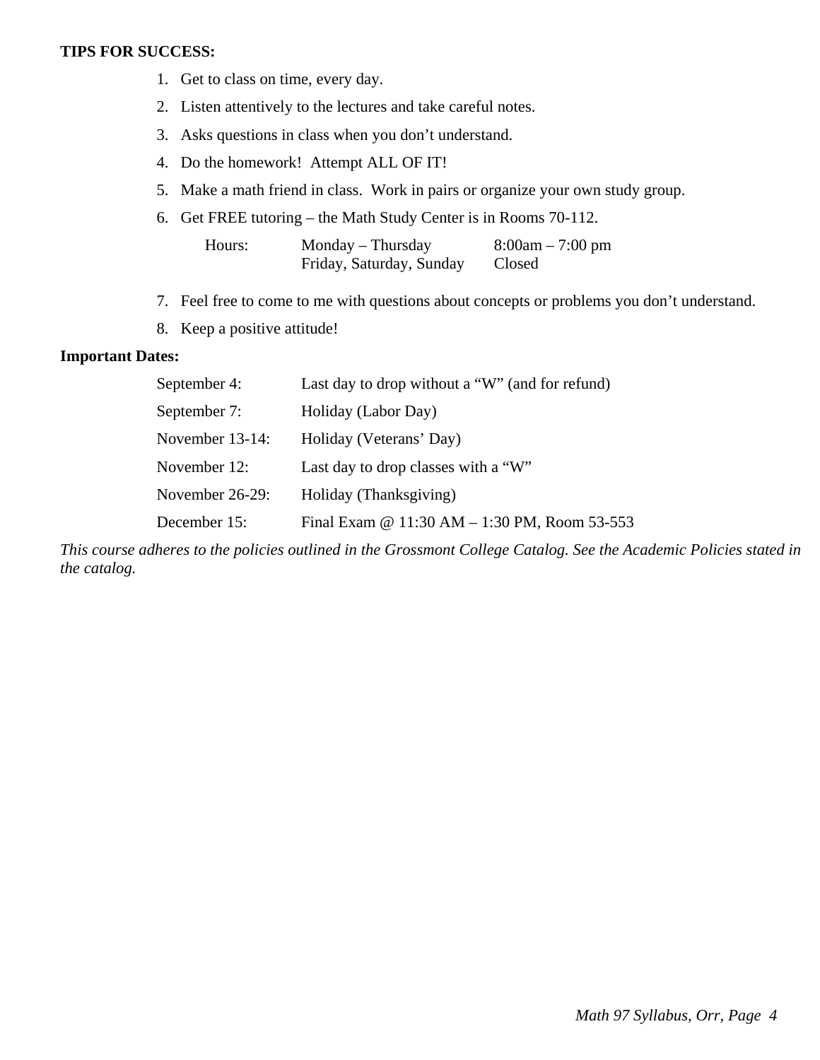**TIPS FOR SUCCESS:**

1. Get to class on time, every day.
2. Listen attentively to the lectures and take careful notes.
3. Asks questions in class when you don’t understand.
4. Do the homework! Attempt ALL OF IT!
5. Make a math friend in class. Work in pairs or organize your own study group.
6. Get FREE tutoring – the Math Study Center is in Rooms 70-112.

   | Hours: | Monday – Thursday | 8:00am – 7:00 pm |
   |---|---|---|
   | | Friday, Saturday, Sunday | Closed |

7. Feel free to come to me with questions about concepts or problems you don’t understand.
8. Keep a positive attitude!

**Important Dates:**

| Date | Event |
|---|---|
| September 4: | Last day to drop without a “W” (and for refund) |
| September 7: | Holiday (Labor Day) |
| November 13-14: | Holiday (Veterans’ Day) |
| November 12: | Last day to drop classes with a “W” |
| November 26-29: | Holiday (Thanksgiving) |
| December 15: | Final Exam @ 11:30 AM – 1:30 PM, Room 53-553 |

*This course adheres to the policies outlined in the Grossmont College Catalog. See the Academic Policies stated in the catalog.*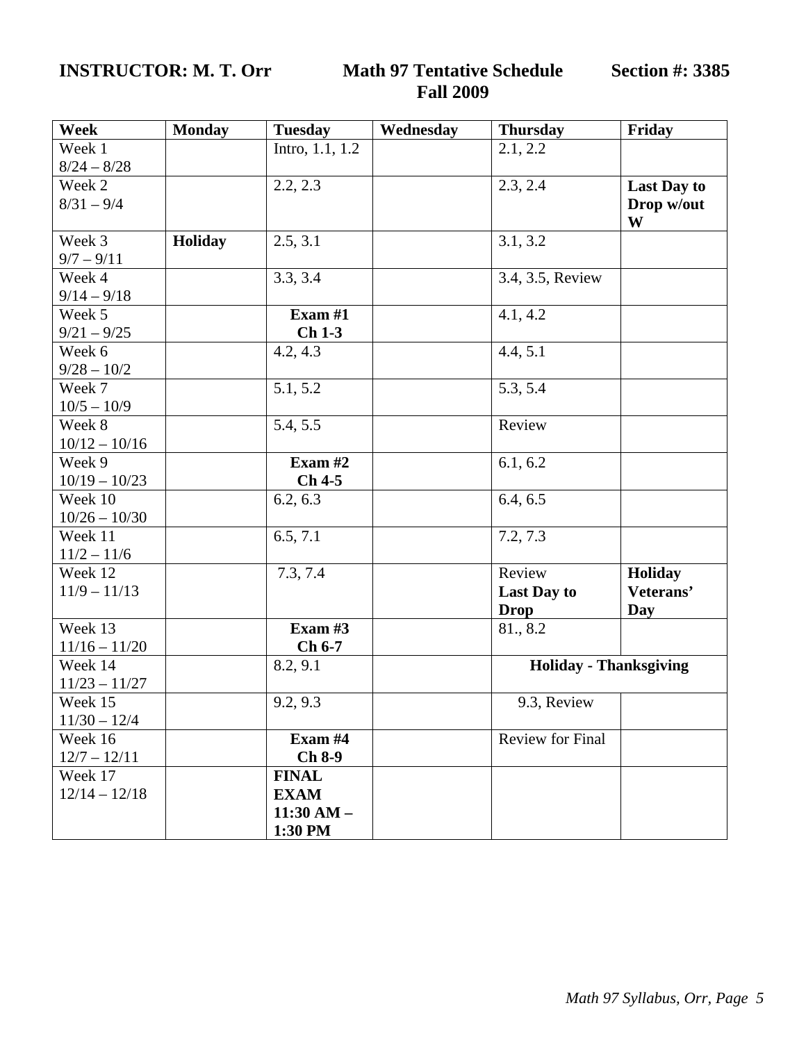**INSTRUCTOR: M. T. Orr** **Math 97 Tentative Schedule** **Section #: 3385**

**Fall 2009**

| Week | Monday | Tuesday | Wednesday | Thursday | Friday |
|---|---|---|---|---|---|
| Week 1 8/24 – 8/28 | | Intro, 1.1, 1.2 | | 2.1, 2.2 | |
| Week 2 8/31 – 9/4 | | 2.2, 2.3 | | 2.3, 2.4 | **Last Day to Drop w/out W** |
| Week 3 9/7 – 9/11 | **Holiday** | 2.5, 3.1 | | 3.1, 3.2 | |
| Week 4 9/14 – 9/18 | | 3.3, 3.4 | | 3.4, 3.5, Review | |
| Week 5 9/21 – 9/25 | | **Exam #1 Ch 1-3** | | 4.1, 4.2 | |
| Week 6 9/28 – 10/2 | | 4.2, 4.3 | | 4.4, 5.1 | |
| Week 7 10/5 – 10/9 | | 5.1, 5.2 | | 5.3, 5.4 | |
| Week 8 10/12 – 10/16 | | 5.4, 5.5 | | Review | |
| Week 9 10/19 – 10/23 | | **Exam #2 Ch 4-5** | | 6.1, 6.2 | |
| Week 10 10/26 – 10/30 | | 6.2, 6.3 | | 6.4, 6.5 | |
| Week 11 11/2 – 11/6 | | 6.5, 7.1 | | 7.2, 7.3 | |
| Week 12 11/9 – 11/13 | | 7.3, 7.4 | | Review **Last Day to Drop** | **Holiday Veterans' Day** |
| Week 13 11/16 – 11/20 | | **Exam #3 Ch 6-7** | | 81., 8.2 | |
| Week 14 11/23 – 11/27 | | 8.2, 9.1 | | **Holiday - Thanksgiving** | |
| Week 15 11/30 – 12/4 | | 9.2, 9.3 | | 9.3, Review | |
| Week 16 12/7 – 12/11 | | **Exam #4 Ch 8-9** | | Review for Final | |
| Week 17 12/14 – 12/18 | | **FINAL EXAM 11:30 AM – 1:30 PM** | | | |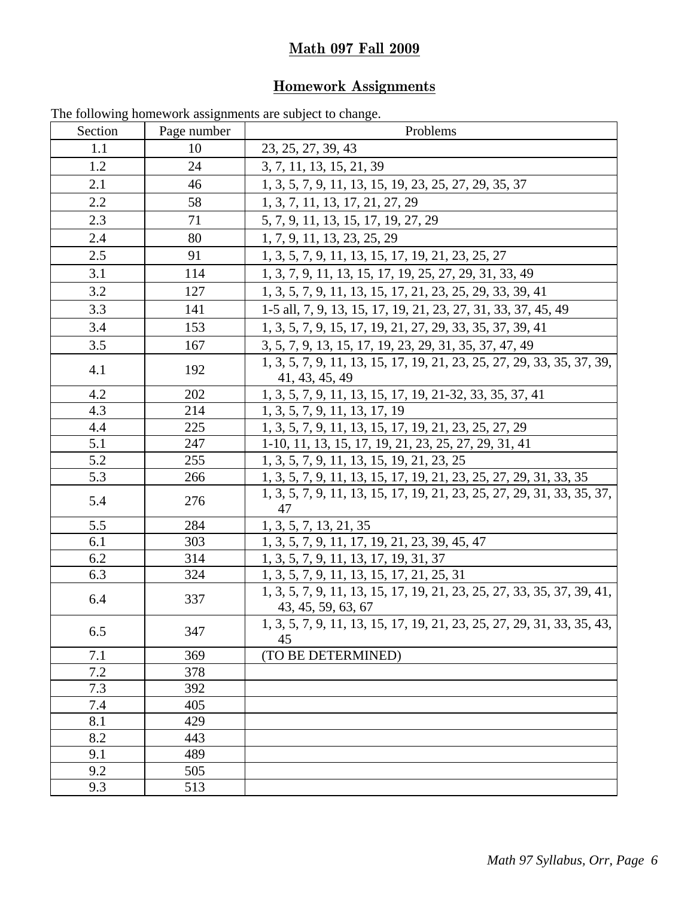# Math 097 Fall 2009

## Homework Assignments

The following homework assignments are subject to change.

| Section | Page number | Problems |
|---|---|---|
| 1.1 | 10 | 23, 25, 27, 39, 43 |
| 1.2 | 24 | 3, 7, 11, 13, 15, 21, 39 |
| 2.1 | 46 | 1, 3, 5, 7, 9, 11, 13, 15, 19, 23, 25, 27, 29, 35, 37 |
| 2.2 | 58 | 1, 3, 7, 11, 13, 17, 21, 27, 29 |
| 2.3 | 71 | 5, 7, 9, 11, 13, 15, 17, 19, 27, 29 |
| 2.4 | 80 | 1, 7, 9, 11, 13, 23, 25, 29 |
| 2.5 | 91 | 1, 3, 5, 7, 9, 11, 13, 15, 17, 19, 21, 23, 25, 27 |
| 3.1 | 114 | 1, 3, 7, 9, 11, 13, 15, 17, 19, 25, 27, 29, 31, 33, 49 |
| 3.2 | 127 | 1, 3, 5, 7, 9, 11, 13, 15, 17, 21, 23, 25, 29, 33, 39, 41 |
| 3.3 | 141 | 1-5 all, 7, 9, 13, 15, 17, 19, 21, 23, 27, 31, 33, 37, 45, 49 |
| 3.4 | 153 | 1, 3, 5, 7, 9, 15, 17, 19, 21, 27, 29, 33, 35, 37, 39, 41 |
| 3.5 | 167 | 3, 5, 7, 9, 13, 15, 17, 19, 23, 29, 31, 35, 37, 47, 49 |
| 4.1 | 192 | 1, 3, 5, 7, 9, 11, 13, 15, 17, 19, 21, 23, 25, 27, 29, 33, 35, 37, 39, 41, 43, 45, 49 |
| 4.2 | 202 | 1, 3, 5, 7, 9, 11, 13, 15, 17, 19, 21-32, 33, 35, 37, 41 |
| 4.3 | 214 | 1, 3, 5, 7, 9, 11, 13, 17, 19 |
| 4.4 | 225 | 1, 3, 5, 7, 9, 11, 13, 15, 17, 19, 21, 23, 25, 27, 29 |
| 5.1 | 247 | 1-10, 11, 13, 15, 17, 19, 21, 23, 25, 27, 29, 31, 41 |
| 5.2 | 255 | 1, 3, 5, 7, 9, 11, 13, 15, 19, 21, 23, 25 |
| 5.3 | 266 | 1, 3, 5, 7, 9, 11, 13, 15, 17, 19, 21, 23, 25, 27, 29, 31, 33, 35 |
| 5.4 | 276 | 1, 3, 5, 7, 9, 11, 13, 15, 17, 19, 21, 23, 25, 27, 29, 31, 33, 35, 37, 47 |
| 5.5 | 284 | 1, 3, 5, 7, 13, 21, 35 |
| 6.1 | 303 | 1, 3, 5, 7, 9, 11, 17, 19, 21, 23, 39, 45, 47 |
| 6.2 | 314 | 1, 3, 5, 7, 9, 11, 13, 17, 19, 31, 37 |
| 6.3 | 324 | 1, 3, 5, 7, 9, 11, 13, 15, 17, 21, 25, 31 |
| 6.4 | 337 | 1, 3, 5, 7, 9, 11, 13, 15, 17, 19, 21, 23, 25, 27, 33, 35, 37, 39, 41, 43, 45, 59, 63, 67 |
| 6.5 | 347 | 1, 3, 5, 7, 9, 11, 13, 15, 17, 19, 21, 23, 25, 27, 29, 31, 33, 35, 43, 45 |
| 7.1 | 369 | (TO BE DETERMINED) |
| 7.2 | 378 | |
| 7.3 | 392 | |
| 7.4 | 405 | |
| 8.1 | 429 | |
| 8.2 | 443 | |
| 9.1 | 489 | |
| 9.2 | 505 | |
| 9.3 | 513 | |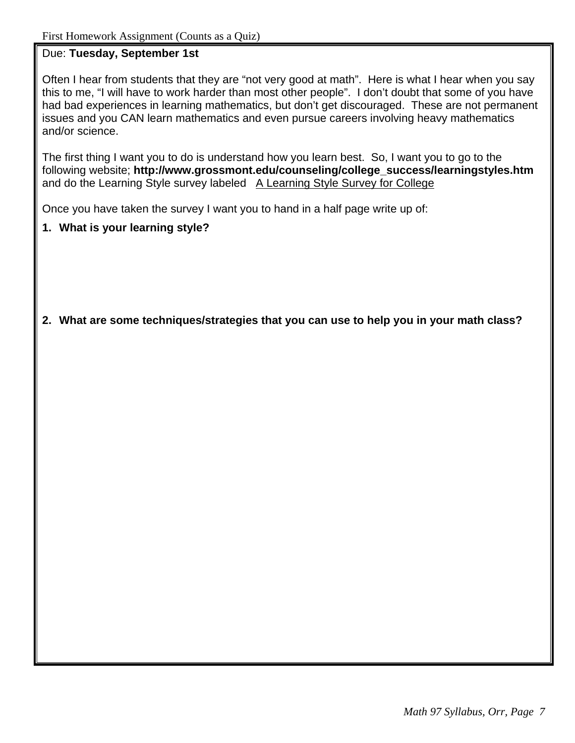First Homework Assignment (Counts as a Quiz)

Due: **Tuesday, September 1st**

Often I hear from students that they are "not very good at math". Here is what I hear when you say this to me, "I will have to work harder than most other people". I don't doubt that some of you have had bad experiences in learning mathematics, but don't get discouraged. These are not permanent issues and you CAN learn mathematics and even pursue careers involving heavy mathematics and/or science.

The first thing I want you to do is understand how you learn best. So, I want you to go to the following website; **http://www.grossmont.edu/counseling/college_success/learningstyles.htm** and do the Learning Style survey labeled A Learning Style Survey for College

Once you have taken the survey I want you to hand in a half page write up of:

1. **What is your learning style?**

2. **What are some techniques/strategies that you can use to help you in your math class?**